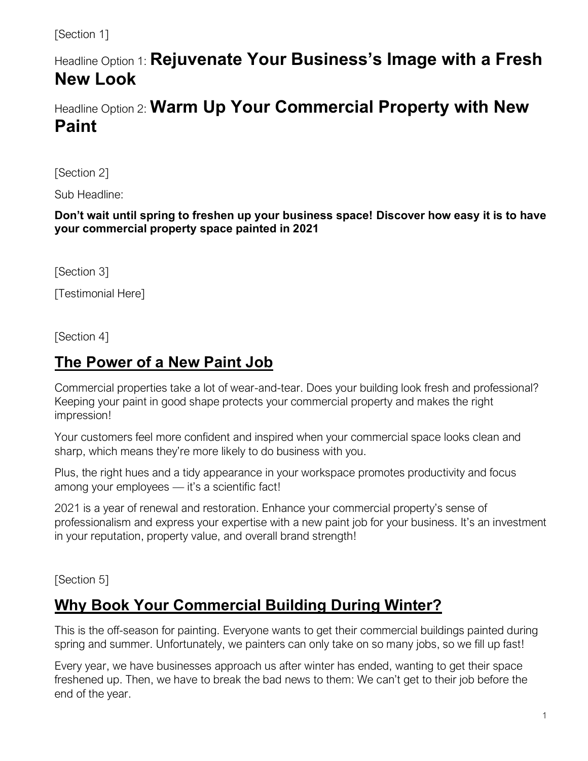[Section 1]

Headline Option 1: **Rejuvenate Your Business's Image with a Fresh New Look**

Headline Option 2: **Warm Up Your Commercial Property with New Paint**

[Section 2]

Sub Headline:

**Don't wait until spring to freshen up your business space! Discover how easy it is to have your commercial property space painted in 2021**

[Section 3]

[Testimonial Here]

[Section 4]

## The Power of a New Paint Job

Commercial properties take a lot of wear-and-tear. Does your building look fresh and professional? Keeping your paint in good shape protects your commercial property and makes the right impression!

Your customers feel more confident and inspired when your commercial space looks clean and sharp, which means they're more likely to do business with you.

Plus, the right hues and a tidy appearance in your workspace promotes productivity and focus among your employees — it's a scientific fact!

2021 is a year of renewal and restoration. Enhance your commercial property's sense of professionalism and express your expertise with a new paint job for your business. It's an investment in your reputation, property value, and overall brand strength!

[Section 5]

## Why Book Your Commercial Building During Winter?

This is the off-season for painting. Everyone wants to get their commercial buildings painted during spring and summer. Unfortunately, we painters can only take on so many jobs, so we fill up fast!

Every year, we have businesses approach us after winter has ended, wanting to get their space freshened up. Then, we have to break the bad news to them: We can't get to their job before the end of the year.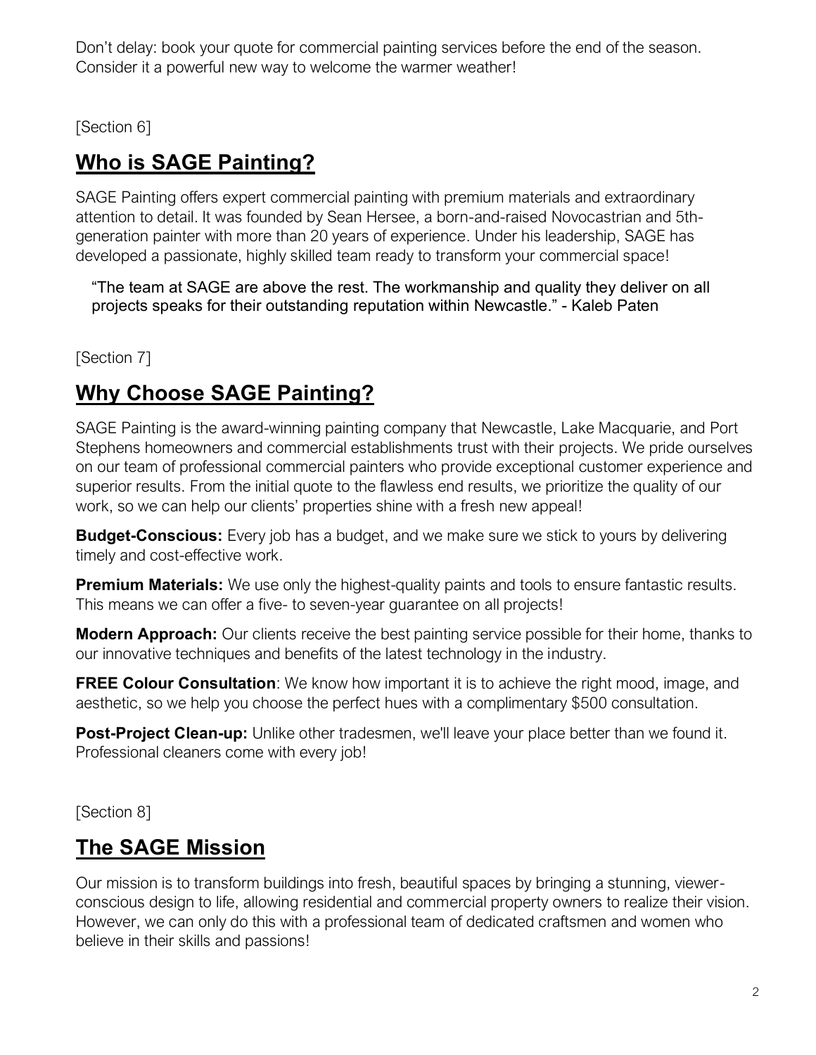Don’t delay: book your quote for commercial painting services before the end of the season. Consider it a powerful new way to welcome the warmer weather!

[Section 6]

## Who is SAGE Painting?

SAGE Painting offers expert commercial painting with premium materials and extraordinary attention to detail. It was founded by Sean Hersee, a born-and-raised Novocastrian and 5th-generation painter with more than 20 years of experience. Under his leadership, SAGE has developed a passionate, highly skilled team ready to transform your commercial space!

> “The team at SAGE are above the rest. The workmanship and quality they deliver on all projects speaks for their outstanding reputation within Newcastle.” - Kaleb Paten

[Section 7]

## Why Choose SAGE Painting?

SAGE Painting is the award-winning painting company that Newcastle, Lake Macquarie, and Port Stephens homeowners and commercial establishments trust with their projects. We pride ourselves on our team of professional commercial painters who provide exceptional customer experience and superior results. From the initial quote to the flawless end results, we prioritize the quality of our work, so we can help our clients’ properties shine with a fresh new appeal!

**Budget-Conscious:** Every job has a budget, and we make sure we stick to yours by delivering timely and cost-effective work.

**Premium Materials:** We use only the highest-quality paints and tools to ensure fantastic results. This means we can offer a five- to seven-year guarantee on all projects!

**Modern Approach:** Our clients receive the best painting service possible for their home, thanks to our innovative techniques and benefits of the latest technology in the industry.

**FREE Colour Consultation**: We know how important it is to achieve the right mood, image, and aesthetic, so we help you choose the perfect hues with a complimentary $500 consultation.

**Post-Project Clean-up:** Unlike other tradesmen, we'll leave your place better than we found it. Professional cleaners come with every job!

[Section 8]

## The SAGE Mission

Our mission is to transform buildings into fresh, beautiful spaces by bringing a stunning, viewer-conscious design to life, allowing residential and commercial property owners to realize their vision. However, we can only do this with a professional team of dedicated craftsmen and women who believe in their skills and passions!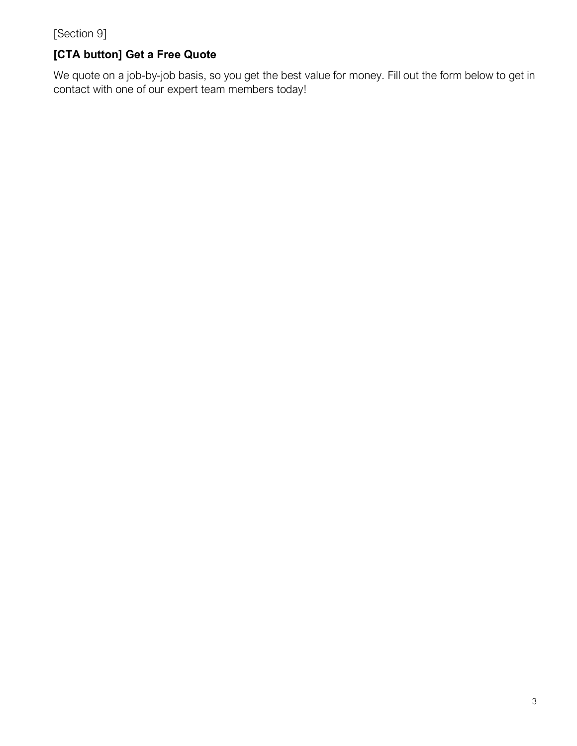[Section 9]

**[CTA button] Get a Free Quote**

We quote on a job-by-job basis, so you get the best value for money. Fill out the form below to get in contact with one of our expert team members today!